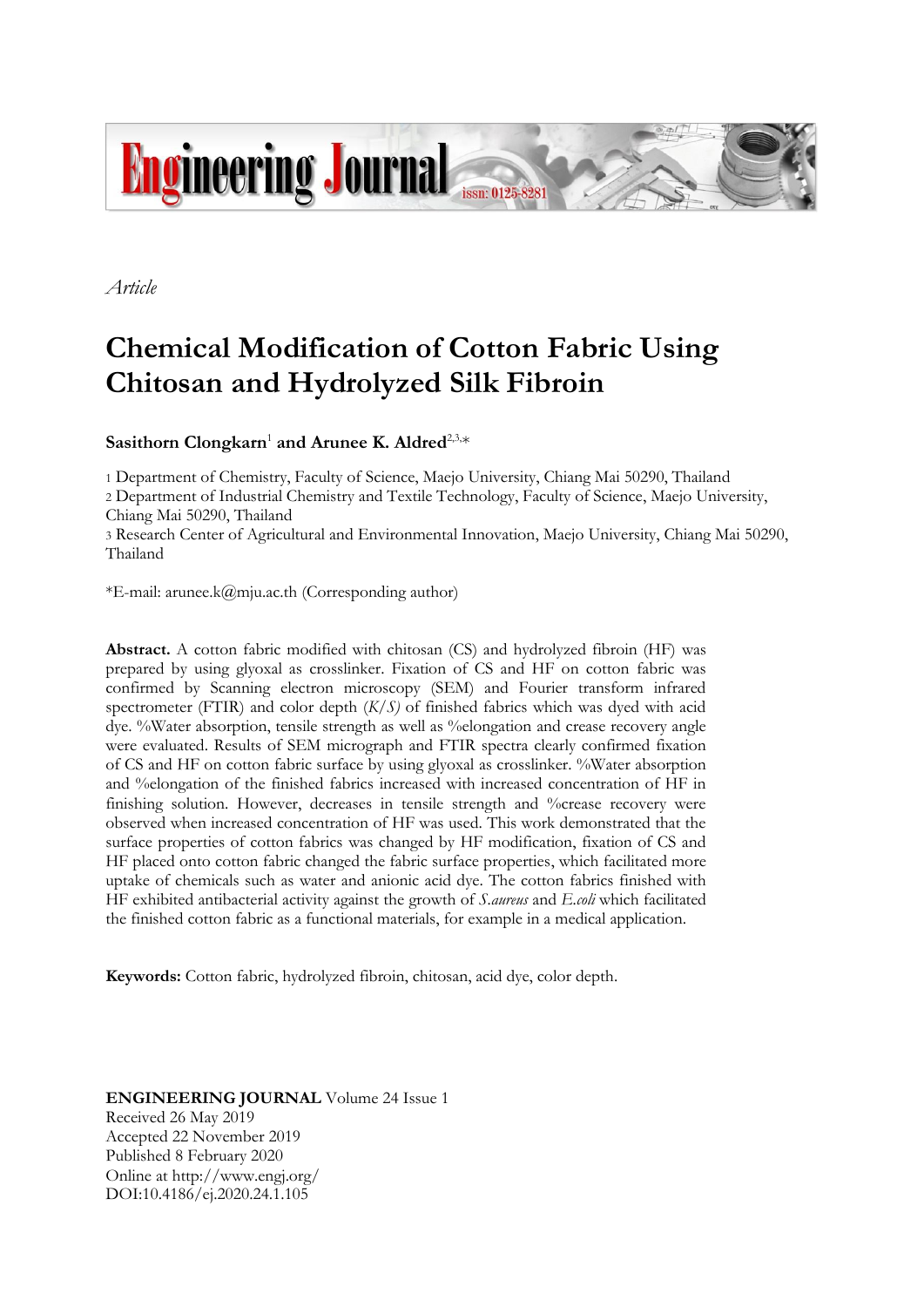Engineering Journal issn: 0125-8281

*Article*

# Chemical Modification of Cotton Fabric Using Chitosan and Hydrolyzed Silk Fibroin

**Sasithorn Clongkarn**[1] **and Arunee K. Aldred**[2,3,*]

1 Department of Chemistry, Faculty of Science, Maejo University, Chiang Mai 50290, Thailand
2 Department of Industrial Chemistry and Textile Technology, Faculty of Science, Maejo University, Chiang Mai 50290, Thailand
3 Research Center of Agricultural and Environmental Innovation, Maejo University, Chiang Mai 50290, Thailand

*E-mail: arunee.k@mju.ac.th (Corresponding author)

**Abstract.** A cotton fabric modified with chitosan (CS) and hydrolyzed fibroin (HF) was prepared by using glyoxal as crosslinker. Fixation of CS and HF on cotton fabric was confirmed by Scanning electron microscopy (SEM) and Fourier transform infrared spectrometer (FTIR) and color depth (*K/S)* of finished fabrics which was dyed with acid dye. %Water absorption, tensile strength as well as %elongation and crease recovery angle were evaluated. Results of SEM micrograph and FTIR spectra clearly confirmed fixation of CS and HF on cotton fabric surface by using glyoxal as crosslinker. %Water absorption and %elongation of the finished fabrics increased with increased concentration of HF in finishing solution. However, decreases in tensile strength and %crease recovery were observed when increased concentration of HF was used. This work demonstrated that the surface properties of cotton fabrics was changed by HF modification, fixation of CS and HF placed onto cotton fabric changed the fabric surface properties, which facilitated more uptake of chemicals such as water and anionic acid dye. The cotton fabrics finished with HF exhibited antibacterial activity against the growth of *S.aureus* and *E.coli* which facilitated the finished cotton fabric as a functional materials, for example in a medical application.

**Keywords:** Cotton fabric, hydrolyzed fibroin, chitosan, acid dye, color depth.

**ENGINEERING JOURNAL** Volume 24 Issue 1
Received 26 May 2019
Accepted 22 November 2019
Published 8 February 2020
Online at http://www.engj.org/
DOI:10.4186/ej.2020.24.1.105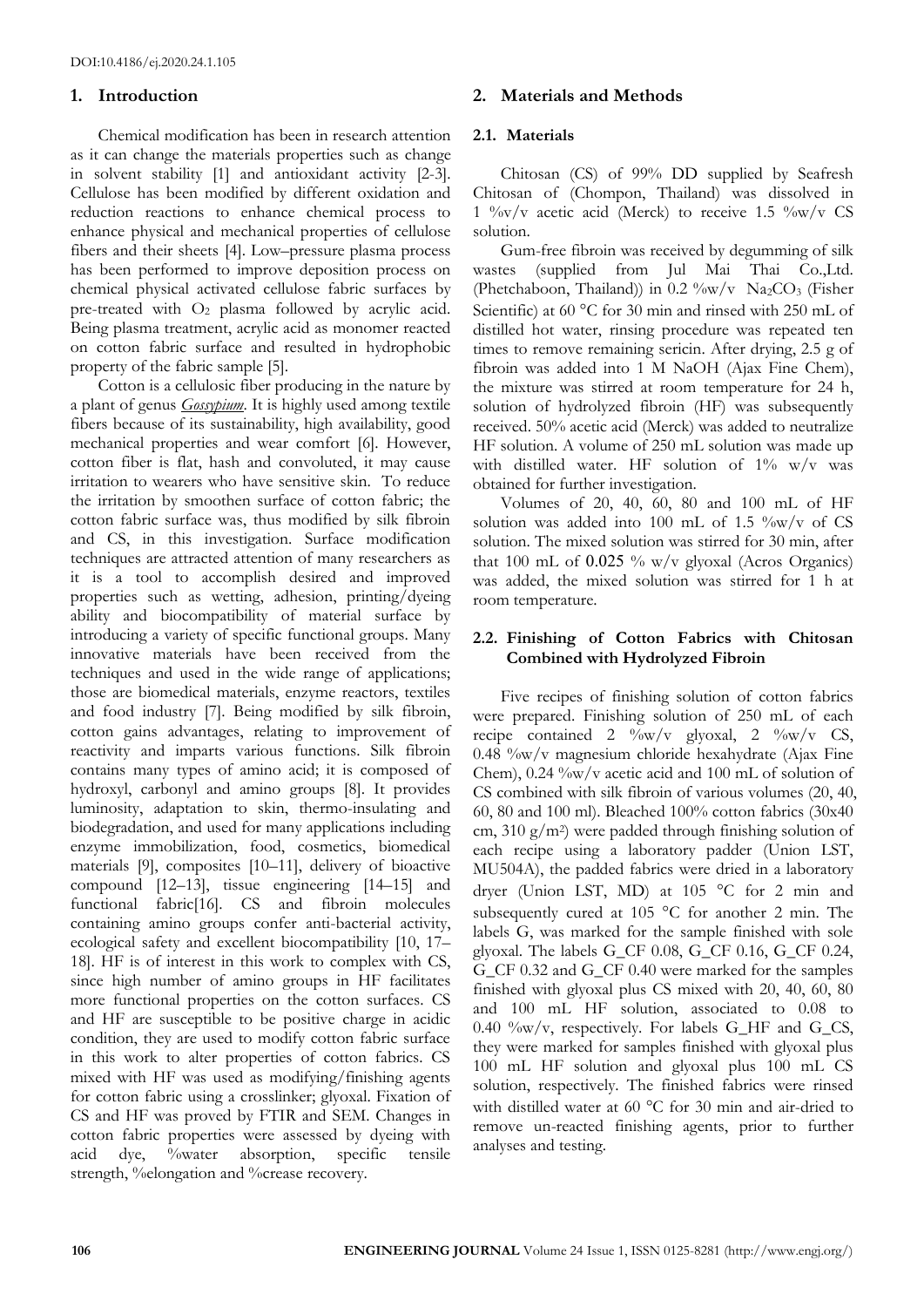## 1. Introduction

Chemical modification has been in research attention as it can change the materials properties such as change in solvent stability [1] and antioxidant activity [2-3]. Cellulose has been modified by different oxidation and reduction reactions to enhance chemical process to enhance physical and mechanical properties of cellulose fibers and their sheets [4]. Low–pressure plasma process has been performed to improve deposition process on chemical physical activated cellulose fabric surfaces by pre-treated with $O_2$ plasma followed by acrylic acid. Being plasma treatment, acrylic acid as monomer reacted on cotton fabric surface and resulted in hydrophobic property of the fabric sample [5].

Cotton is a cellulosic fiber producing in the nature by a plant of genus *Gossypium*. It is highly used among textile fibers because of its sustainability, high availability, good mechanical properties and wear comfort [6]. However, cotton fiber is flat, hash and convoluted, it may cause irritation to wearers who have sensitive skin. To reduce the irritation by smoothen surface of cotton fabric; the cotton fabric surface was, thus modified by silk fibroin and CS, in this investigation. Surface modification techniques are attracted attention of many researchers as it is a tool to accomplish desired and improved properties such as wetting, adhesion, printing/dyeing ability and biocompatibility of material surface by introducing a variety of specific functional groups. Many innovative materials have been received from the techniques and used in the wide range of applications; those are biomedical materials, enzyme reactors, textiles and food industry [7]. Being modified by silk fibroin, cotton gains advantages, relating to improvement of reactivity and imparts various functions. Silk fibroin contains many types of amino acid; it is composed of hydroxyl, carbonyl and amino groups [8]. It provides luminosity, adaptation to skin, thermo-insulating and biodegradation, and used for many applications including enzyme immobilization, food, cosmetics, biomedical materials [9], composites [10–11], delivery of bioactive compound [12–13], tissue engineering [14–15] and functional fabric[16]. CS and fibroin molecules containing amino groups confer anti-bacterial activity, ecological safety and excellent biocompatibility [10, 17–18]. HF is of interest in this work to complex with CS, since high number of amino groups in HF facilitates more functional properties on the cotton surfaces. CS and HF are susceptible to be positive charge in acidic condition, they are used to modify cotton fabric surface in this work to alter properties of cotton fabrics. CS mixed with HF was used as modifying/finishing agents for cotton fabric using a crosslinker; glyoxal. Fixation of CS and HF was proved by FTIR and SEM. Changes in cotton fabric properties were assessed by dyeing with acid dye, %water absorption, specific tensile strength, %elongation and %crease recovery.

## 2. Materials and Methods

### 2.1. Materials

Chitosan (CS) of 99% DD supplied by Seafresh Chitosan of (Chompon, Thailand) was dissolved in 1 %v/v acetic acid (Merck) to receive 1.5 %w/v CS solution.

Gum-free fibroin was received by degumming of silk wastes (supplied from Jul Mai Thai Co.,Ltd. (Phetchaboon, Thailand)) in 0.2 %w/v $Na_2CO_3$ (Fisher Scientific) at 60 °C for 30 min and rinsed with 250 mL of distilled hot water, rinsing procedure was repeated ten times to remove remaining sericin. After drying, 2.5 g of fibroin was added into 1 M NaOH (Ajax Fine Chem), the mixture was stirred at room temperature for 24 h, solution of hydrolyzed fibroin (HF) was subsequently received. 50% acetic acid (Merck) was added to neutralize HF solution. A volume of 250 mL solution was made up with distilled water. HF solution of 1% w/v was obtained for further investigation.

Volumes of 20, 40, 60, 80 and 100 mL of HF solution was added into 100 mL of 1.5 %w/v of CS solution. The mixed solution was stirred for 30 min, after that 100 mL of 0.025 % w/v glyoxal (Acros Organics) was added, the mixed solution was stirred for 1 h at room temperature.

### 2.2. Finishing of Cotton Fabrics with Chitosan Combined with Hydrolyzed Fibroin

Five recipes of finishing solution of cotton fabrics were prepared. Finishing solution of 250 mL of each recipe contained 2 %w/v glyoxal, 2 %w/v CS, 0.48 %w/v magnesium chloride hexahydrate (Ajax Fine Chem), 0.24 %w/v acetic acid and 100 mL of solution of CS combined with silk fibroin of various volumes (20, 40, 60, 80 and 100 ml). Bleached 100% cotton fabrics (30x40 cm, 310 g/m$^2$) were padded through finishing solution of each recipe using a laboratory padder (Union LST, MU504A), the padded fabrics were dried in a laboratory dryer (Union LST, MD) at 105 °C for 2 min and subsequently cured at 105 °C for another 2 min. The labels G, was marked for the sample finished with sole glyoxal. The labels G_CF 0.08, G_CF 0.16, G_CF 0.24, G_CF 0.32 and G_CF 0.40 were marked for the samples finished with glyoxal plus CS mixed with 20, 40, 60, 80 and 100 mL HF solution, associated to 0.08 to 0.40 %w/v, respectively. For labels G_HF and G_CS, they were marked for samples finished with glyoxal plus 100 mL HF solution and glyoxal plus 100 mL CS solution, respectively. The finished fabrics were rinsed with distilled water at 60 °C for 30 min and air-dried to remove un-reacted finishing agents, prior to further analyses and testing.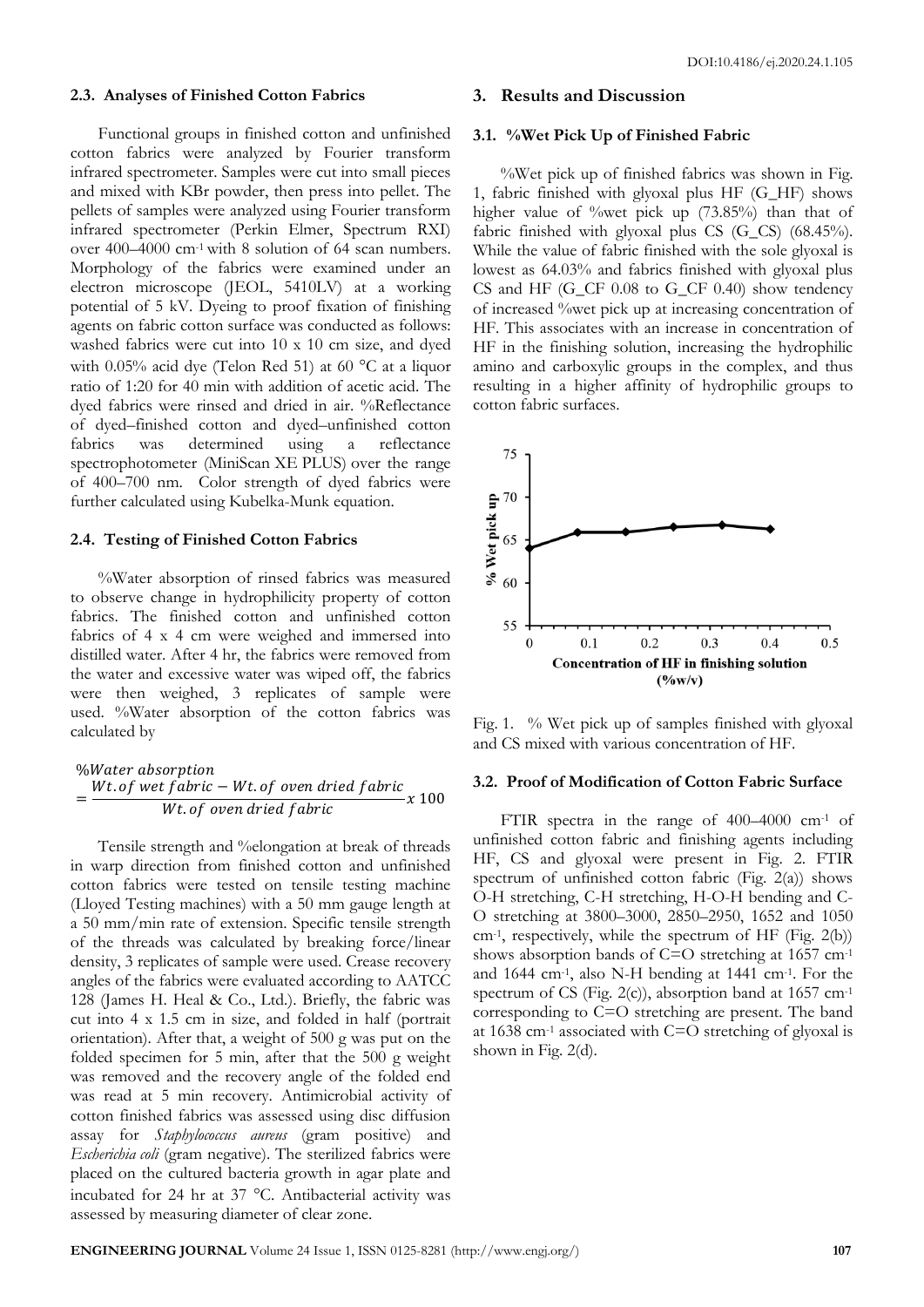### 2.3. Analyses of Finished Cotton Fabrics

Functional groups in finished cotton and unfinished cotton fabrics were analyzed by Fourier transform infrared spectrometer. Samples were cut into small pieces and mixed with KBr powder, then press into pellet. The pellets of samples were analyzed using Fourier transform infrared spectrometer (Perkin Elmer, Spectrum RXI) over 400–4000 $cm^{-1}$ with 8 solution of 64 scan numbers. Morphology of the fabrics were examined under an electron microscope (JEOL, 5410LV) at a working potential of 5 kV. Dyeing to proof fixation of finishing agents on fabric cotton surface was conducted as follows: washed fabrics were cut into 10 x 10 cm size, and dyed with 0.05% acid dye (Telon Red 51) at 60 °C at a liquor ratio of 1:20 for 40 min with addition of acetic acid. The dyed fabrics were rinsed and dried in air. %Reflectance of dyed–finished cotton and dyed–unfinished cotton fabrics was determined using a reflectance spectrophotometer (MiniScan XE PLUS) over the range of 400–700 nm. Color strength of dyed fabrics were further calculated using Kubelka-Munk equation.

### 2.4. Testing of Finished Cotton Fabrics

%Water absorption of rinsed fabrics was measured to observe change in hydrophilicity property of cotton fabrics. The finished cotton and unfinished cotton fabrics of 4 x 4 cm were weighed and immersed into distilled water. After 4 hr, the fabrics were removed from the water and excessive water was wiped off, the fabrics were then weighed, 3 replicates of sample were used. %Water absorption of the cotton fabrics was calculated by

$$\%Water\ absorption = \frac{Wt.of\ wet\ fabric - Wt.of\ oven\ dried\ fabric}{Wt.of\ oven\ dried\ fabric} x\ 100$$

Tensile strength and %elongation at break of threads in warp direction from finished cotton and unfinished cotton fabrics were tested on tensile testing machine (Lloyed Testing machines) with a 50 mm gauge length at a 50 mm/min rate of extension. Specific tensile strength of the threads was calculated by breaking force/linear density, 3 replicates of sample were used. Crease recovery angles of the fabrics were evaluated according to AATCC 128 (James H. Heal & Co., Ltd.). Briefly, the fabric was cut into 4 x 1.5 cm in size, and folded in half (portrait orientation). After that, a weight of 500 g was put on the folded specimen for 5 min, after that the 500 g weight was removed and the recovery angle of the folded end was read at 5 min recovery. Antimicrobial activity of cotton finished fabrics was assessed using disc diffusion assay for *Staphylococcus aureus* (gram positive) and *Escherichia coli* (gram negative). The sterilized fabrics were placed on the cultured bacteria growth in agar plate and incubated for 24 hr at 37 °C. Antibacterial activity was assessed by measuring diameter of clear zone.

## 3. Results and Discussion

### 3.1. %Wet Pick Up of Finished Fabric

%Wet pick up of finished fabrics was shown in Fig. 1, fabric finished with glyoxal plus HF (G_HF) shows higher value of %wet pick up (73.85%) than that of fabric finished with glyoxal plus CS (G_CS) (68.45%). While the value of fabric finished with the sole glyoxal is lowest as 64.03% and fabrics finished with glyoxal plus CS and HF (G_CF 0.08 to G_CF 0.40) show tendency of increased %wet pick up at increasing concentration of HF. This associates with an increase in concentration of HF in the finishing solution, increasing the hydrophilic amino and carboxylic groups in the complex, and thus resulting in a higher affinity of hydrophilic groups to cotton fabric surfaces.

Fig. 1. % Wet pick up of samples finished with glyoxal and CS mixed with various concentration of HF.

### 3.2. Proof of Modification of Cotton Fabric Surface

FTIR spectra in the range of 400–4000 $cm^{-1}$ of unfinished cotton fabric and finishing agents including HF, CS and glyoxal were present in Fig. 2. FTIR spectrum of unfinished cotton fabric (Fig. 2(a)) shows O-H stretching, C-H stretching, H-O-H bending and C-O stretching at 3800–3000, 2850–2950, 1652 and 1050 $cm^{-1}$, respectively, while the spectrum of HF (Fig. 2(b)) shows absorption bands of C=O stretching at 1657 $cm^{-1}$ and 1644 $cm^{-1}$, also N-H bending at 1441 $cm^{-1}$. For the spectrum of CS (Fig. 2(c)), absorption band at 1657 $cm^{-1}$ corresponding to C=O stretching are present. The band at 1638 $cm^{-1}$ associated with C=O stretching of glyoxal is shown in Fig. 2(d).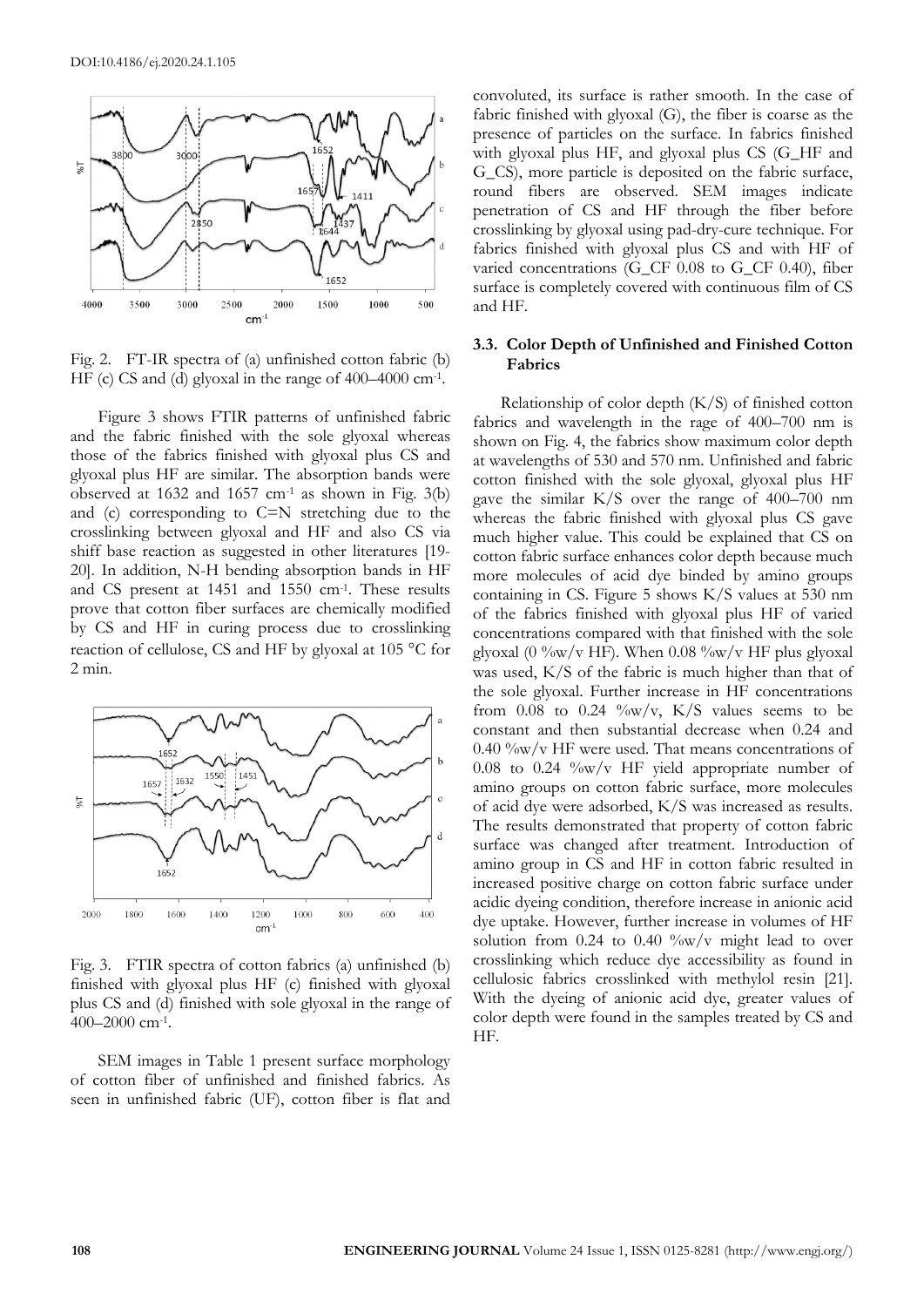Fig. 2. FT-IR spectra of (a) unfinished cotton fabric (b) HF (c) CS and (d) glyoxal in the range of 400–4000 $cm^{-1}$.

Figure 3 shows FTIR patterns of unfinished fabric and the fabric finished with the sole glyoxal whereas those of the fabrics finished with glyoxal plus CS and glyoxal plus HF are similar. The absorption bands were observed at 1632 and 1657 $cm^{-1}$ as shown in Fig. 3(b) and (c) corresponding to C=N stretching due to the crosslinking between glyoxal and HF and also CS via shiff base reaction as suggested in other literatures [19-20]. In addition, N-H bending absorption bands in HF and CS present at 1451 and 1550 $cm^{-1}$. These results prove that cotton fiber surfaces are chemically modified by CS and HF in curing process due to crosslinking reaction of cellulose, CS and HF by glyoxal at 105 °C for 2 min.

Fig. 3. FTIR spectra of cotton fabrics (a) unfinished (b) finished with glyoxal plus HF (c) finished with glyoxal plus CS and (d) finished with sole glyoxal in the range of 400–2000 $cm^{-1}$.

SEM images in Table 1 present surface morphology of cotton fiber of unfinished and finished fabrics. As seen in unfinished fabric (UF), cotton fiber is flat and convoluted, its surface is rather smooth. In the case of fabric finished with glyoxal (G), the fiber is coarse as the presence of particles on the surface. In fabrics finished with glyoxal plus HF, and glyoxal plus CS (G_HF and G_CS), more particle is deposited on the fabric surface, round fibers are observed. SEM images indicate penetration of CS and HF through the fiber before crosslinking by glyoxal using pad-dry-cure technique. For fabrics finished with glyoxal plus CS and with HF of varied concentrations (G_CF 0.08 to G_CF 0.40), fiber surface is completely covered with continuous film of CS and HF.

### 3.3. Color Depth of Unfinished and Finished Cotton Fabrics

Relationship of color depth (K/S) of finished cotton fabrics and wavelength in the rage of 400–700 nm is shown on Fig. 4, the fabrics show maximum color depth at wavelengths of 530 and 570 nm. Unfinished and fabric cotton finished with the sole glyoxal, glyoxal plus HF gave the similar K/S over the range of 400–700 nm whereas the fabric finished with glyoxal plus CS gave much higher value. This could be explained that CS on cotton fabric surface enhances color depth because much more molecules of acid dye binded by amino groups containing in CS. Figure 5 shows K/S values at 530 nm of the fabrics finished with glyoxal plus HF of varied concentrations compared with that finished with the sole glyoxal (0 %w/v HF). When 0.08 %w/v HF plus glyoxal was used, K/S of the fabric is much higher than that of the sole glyoxal. Further increase in HF concentrations from 0.08 to 0.24 %w/v, K/S values seems to be constant and then substantial decrease when 0.24 and 0.40 %w/v HF were used. That means concentrations of 0.08 to 0.24 %w/v HF yield appropriate number of amino groups on cotton fabric surface, more molecules of acid dye were adsorbed, K/S was increased as results. The results demonstrated that property of cotton fabric surface was changed after treatment. Introduction of amino group in CS and HF in cotton fabric resulted in increased positive charge on cotton fabric surface under acidic dyeing condition, therefore increase in anionic acid dye uptake. However, further increase in volumes of HF solution from 0.24 to 0.40 %w/v might lead to over crosslinking which reduce dye accessibility as found in cellulosic fabrics crosslinked with methylol resin [21]. With the dyeing of anionic acid dye, greater values of color depth were found in the samples treated by CS and HF.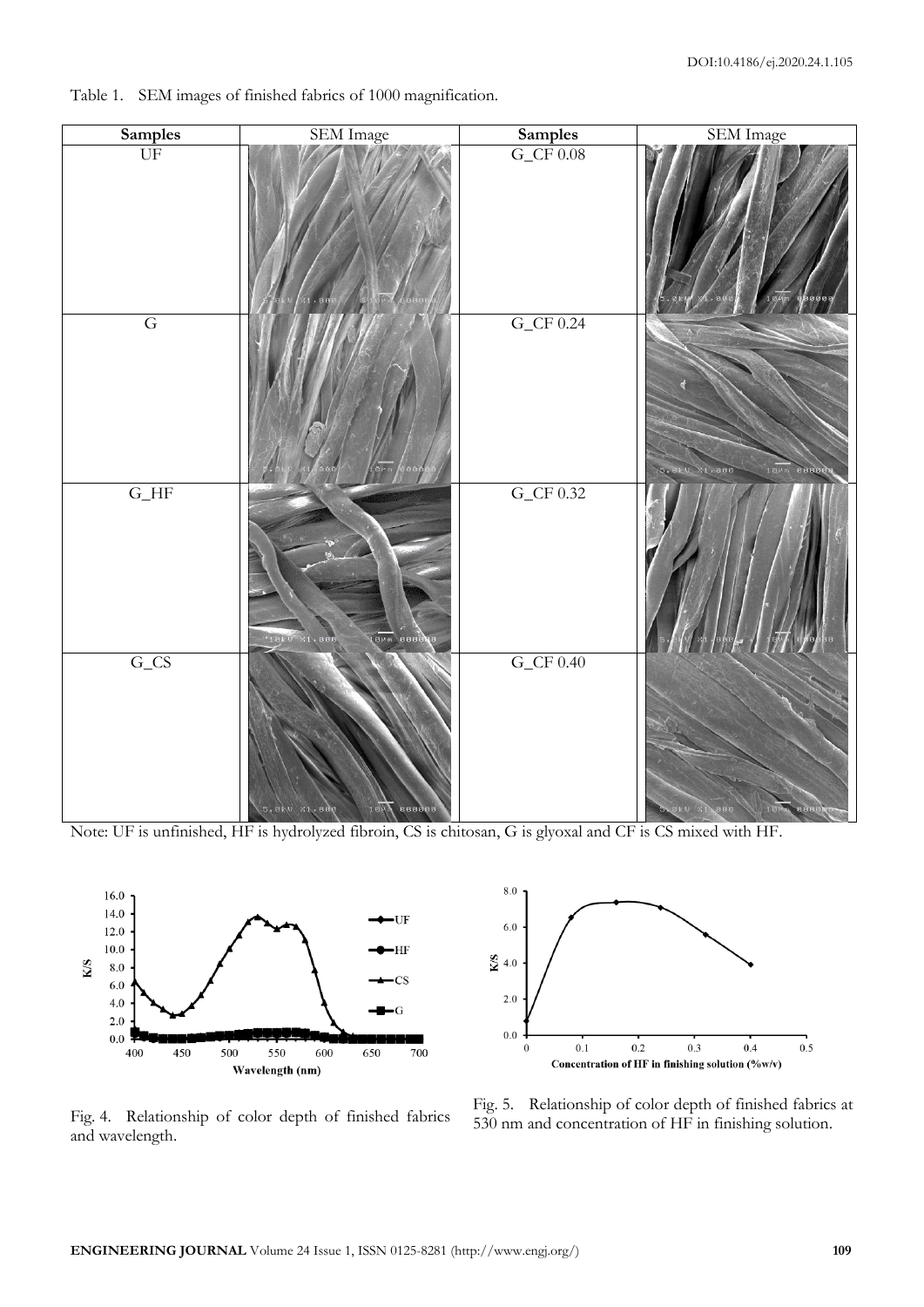Table 1. SEM images of finished fabrics of 1000 magnification.

| Samples | SEM Image | Samples | SEM Image |
|---|---|---|---|
| UF | | G_CF 0.08 | |
| G | | G_CF 0.24 | |
| G_HF | | G_CF 0.32 | |
| G_CS | | G_CF 0.40 | |

Note: UF is unfinished, HF is hydrolyzed fibroin, CS is chitosan, G is glyoxal and CF is CS mixed with HF.

Fig. 4. Relationship of color depth of finished fabrics and wavelength.

Fig. 5. Relationship of color depth of finished fabrics at 530 nm and concentration of HF in finishing solution.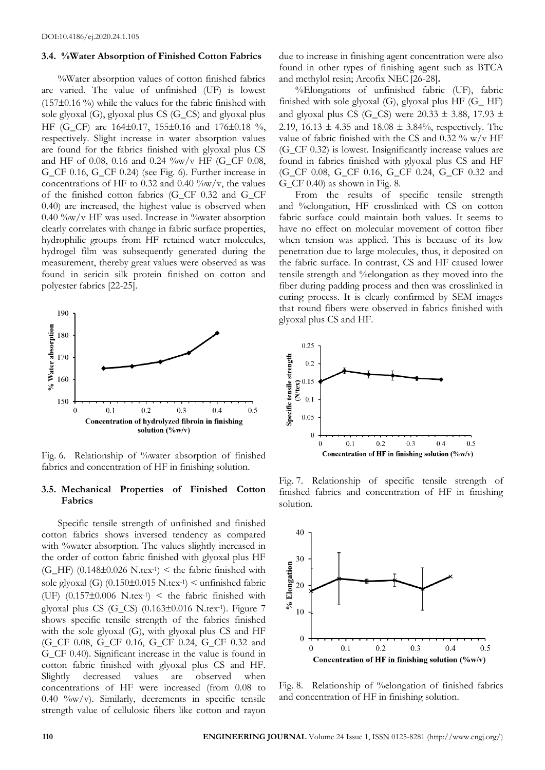### 3.4. %Water Absorption of Finished Cotton Fabrics

%Water absorption values of cotton finished fabrics are varied. The value of unfinished (UF) is lowest (157±0.16 %) while the values for the fabric finished with sole glyoxal (G), glyoxal plus CS (G_CS) and glyoxal plus HF (G_CF) are 164±0.17, 155±0.16 and 176±0.18 %, respectively. Slight increase in water absorption values are found for the fabrics finished with glyoxal plus CS and HF of 0.08, 0.16 and 0.24 %w/v HF (G_CF 0.08, G_CF 0.16, G_CF 0.24) (see Fig. 6). Further increase in concentrations of HF to 0.32 and 0.40 %w/v, the values of the finished cotton fabrics (G_CF 0.32 and G_CF 0.40) are increased, the highest value is observed when 0.40 %w/v HF was used. Increase in %water absorption clearly correlates with change in fabric surface properties, hydrophilic groups from HF retained water molecules, hydrogel film was subsequently generated during the measurement, thereby great values were observed as was found in sericin silk protein finished on cotton and polyester fabrics [22-25].

Fig. 6. Relationship of %water absorption of finished fabrics and concentration of HF in finishing solution.

### 3.5. Mechanical Properties of Finished Cotton Fabrics

Specific tensile strength of unfinished and finished cotton fabrics shows inversed tendency as compared with %water absorption. The values slightly increased in the order of cotton fabric finished with glyoxal plus HF (G_HF) (0.148±0.026 N.tex$^{-1}$) < the fabric finished with sole glyoxal (G) (0.150±0.015 N.tex$^{-1}$) < unfinished fabric (UF) (0.157±0.006 N.tex$^{-1}$) < the fabric finished with glyoxal plus CS (G_CS) (0.163±0.016 N.tex$^{-1}$). Figure 7 shows specific tensile strength of the fabrics finished with the sole glyoxal (G), with glyoxal plus CS and HF (G_CF 0.08, G_CF 0.16, G_CF 0.24, G_CF 0.32 and G_CF 0.40). Significant increase in the value is found in cotton fabric finished with glyoxal plus CS and HF. Slightly decreased values are observed when concentrations of HF were increased (from 0.08 to 0.40 %w/v). Similarly, decrements in specific tensile strength value of cellulosic fibers like cotton and rayon due to increase in finishing agent concentration were also found in other types of finishing agent such as BTCA and methylol resin; Arcofix NEC [26-28].

%Elongations of unfinished fabric (UF), fabric finished with sole glyoxal (G), glyoxal plus HF (G_ HF) and glyoxal plus CS (G_CS) were 20.33 ± 3.88, 17.93 ± 2.19, 16.13 ± 4.35 and 18.08 ± 3.84%, respectively. The value of fabric finished with the CS and 0.32 % w/v HF (G_CF 0.32) is lowest. Insignificantly increase values are found in fabrics finished with glyoxal plus CS and HF (G_CF 0.08, G_CF 0.16, G_CF 0.24, G_CF 0.32 and G_CF 0.40) as shown in Fig. 8.

From the results of specific tensile strength and %elongation, HF crosslinked with CS on cotton fabric surface could maintain both values. It seems to have no effect on molecular movement of cotton fiber when tension was applied. This is because of its low penetration due to large molecules, thus, it deposited on the fabric surface. In contrast, CS and HF caused lower tensile strength and %elongation as they moved into the fiber during padding process and then was crosslinked in curing process. It is clearly confirmed by SEM images that round fibers were observed in fabrics finished with glyoxal plus CS and HF.

Fig. 7. Relationship of specific tensile strength of finished fabrics and concentration of HF in finishing solution.

Fig. 8. Relationship of %elongation of finished fabrics and concentration of HF in finishing solution.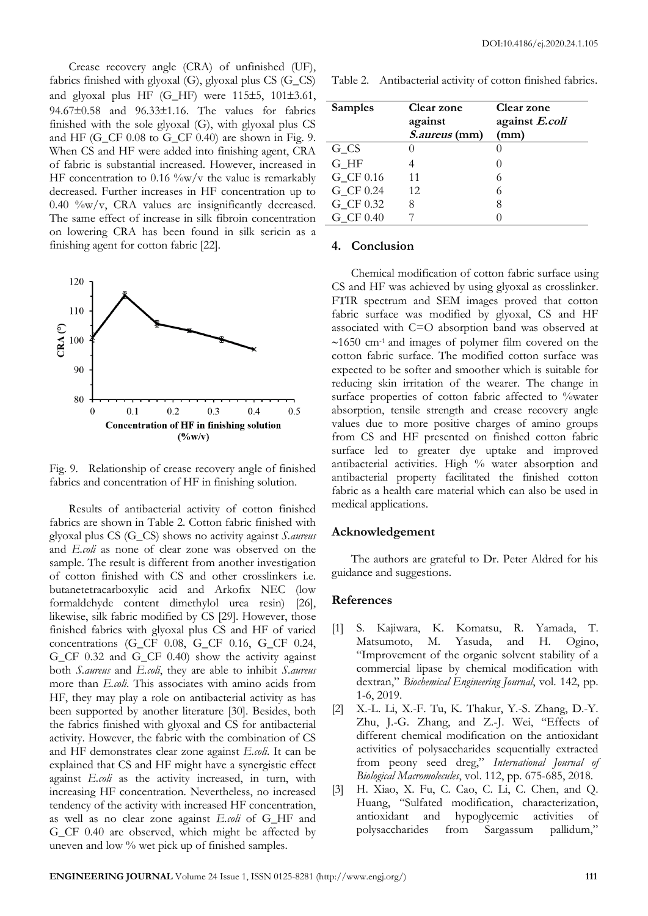Crease recovery angle (CRA) of unfinished (UF), fabrics finished with glyoxal (G), glyoxal plus CS (G_CS) and glyoxal plus HF (G_HF) were 115±5, 101±3.61, 94.67±0.58 and 96.33±1.16. The values for fabrics finished with the sole glyoxal (G), with glyoxal plus CS and HF (G_CF 0.08 to G_CF 0.40) are shown in Fig. 9. When CS and HF were added into finishing agent, CRA of fabric is substantial increased. However, increased in HF concentration to 0.16 %w/v the value is remarkably decreased. Further increases in HF concentration up to 0.40 %w/v, CRA values are insignificantly decreased. The same effect of increase in silk fibroin concentration on lowering CRA has been found in silk sericin as a finishing agent for cotton fabric [22].

Fig. 9. Relationship of crease recovery angle of finished fabrics and concentration of HF in finishing solution.

Results of antibacterial activity of cotton finished fabrics are shown in Table 2. Cotton fabric finished with glyoxal plus CS (G_CS) shows no activity against *S.aureus* and *E.coli* as none of clear zone was observed on the sample. The result is different from another investigation of cotton finished with CS and other crosslinkers i.e. butanetetracarboxylic acid and Arkofix NEC (low formaldehyde content dimethylol urea resin) [26], likewise, silk fabric modified by CS [29]. However, those finished fabrics with glyoxal plus CS and HF of varied concentrations (G_CF 0.08, G_CF 0.16, G_CF 0.24, G_CF 0.32 and G_CF 0.40) show the activity against both *S.aureus* and *E.coli*, they are able to inhibit *S.aureus* more than *E.coli*. This associates with amino acids from HF, they may play a role on antibacterial activity as has been supported by another literature [30]. Besides, both the fabrics finished with glyoxal and CS for antibacterial activity. However, the fabric with the combination of CS and HF demonstrates clear zone against *E.coli*. It can be explained that CS and HF might have a synergistic effect against *E.coli* as the activity increased, in turn, with increasing HF concentration. Nevertheless, no increased tendency of the activity with increased HF concentration, as well as no clear zone against *E.coli* of G_HF and G_CF 0.40 are observed, which might be affected by uneven and low % wet pick up of finished samples.

Table 2. Antibacterial activity of cotton finished fabrics.

| Samples | Clear zone against *S.aureus* (mm) | Clear zone against *E.coli* (mm) |
|---|---|---|
| G_CS | 0 | 0 |
| G_HF | 4 | 0 |
| G_CF 0.16 | 11 | 6 |
| G_CF 0.24 | 12 | 6 |
| G_CF 0.32 | 8 | 8 |
| G_CF 0.40 | 7 | 0 |

## 4. Conclusion

Chemical modification of cotton fabric surface using CS and HF was achieved by using glyoxal as crosslinker. FTIR spectrum and SEM images proved that cotton fabric surface was modified by glyoxal, CS and HF associated with C=O absorption band was observed at ~1650 cm$^{-1}$ and images of polymer film covered on the cotton fabric surface. The modified cotton surface was expected to be softer and smoother which is suitable for reducing skin irritation of the wearer. The change in surface properties of cotton fabric affected to %water absorption, tensile strength and crease recovery angle values due to more positive charges of amino groups from CS and HF presented on finished cotton fabric surface led to greater dye uptake and improved antibacterial activities. High % water absorption and antibacterial property facilitated the finished cotton fabric as a health care material which can also be used in medical applications.

## Acknowledgement

The authors are grateful to Dr. Peter Aldred for his guidance and suggestions.

## References

[1] S. Kajiwara, K. Komatsu, R. Yamada, T. Matsumoto, M. Yasuda, and H. Ogino, "Improvement of the organic solvent stability of a commercial lipase by chemical modification with dextran," *Biochemical Engineering Journal*, vol. 142, pp. 1-6, 2019.

[2] X.-L. Li, X.-F. Tu, K. Thakur, Y.-S. Zhang, D.-Y. Zhu, J.-G. Zhang, and Z.-J. Wei, "Effects of different chemical modification on the antioxidant activities of polysaccharides sequentially extracted from peony seed dreg," *International Journal of Biological Macromolecules*, vol. 112, pp. 675-685, 2018.

[3] H. Xiao, X. Fu, C. Cao, C. Li, C. Chen, and Q. Huang, "Sulfated modification, characterization, antioxidant and hypoglycemic activities of polysaccharides from Sargassum pallidum,"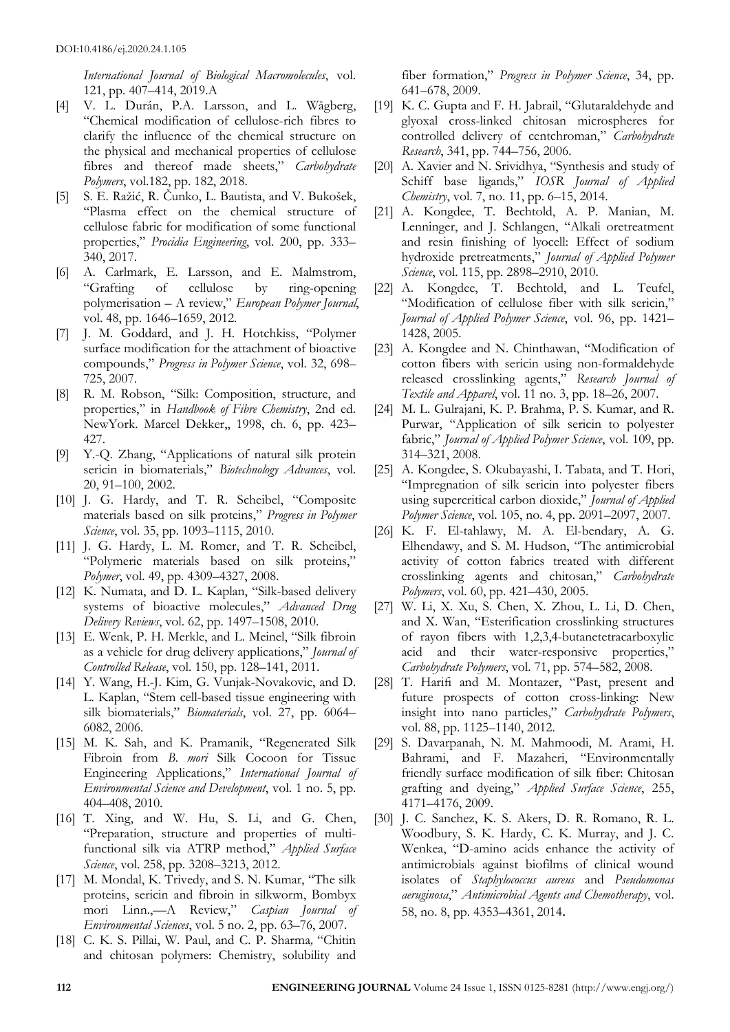*International Journal of Biological Macromolecules*, vol. 121, pp. 407–414, 2019.A

[4] V. L. Durán, P.A. Larsson, and L. Wågberg, "Chemical modification of cellulose-rich fibres to clarify the influence of the chemical structure on the physical and mechanical properties of cellulose fibres and thereof made sheets," *Carbohydrate Polymers*, vol.182, pp. 182, 2018.

[5] S. E. Ražić, R. Čunko, L. Bautista, and V. Bukošek, "Plasma effect on the chemical structure of cellulose fabric for modification of some functional properties," *Procidia Engineering*, vol. 200, pp. 333–340, 2017.

[6] A. Carlmark, E. Larsson, and E. Malmstrom, "Grafting of cellulose by ring-opening polymerisation – A review," *European Polymer Journal*, vol. 48, pp. 1646–1659, 2012.

[7] J. M. Goddard, and J. H. Hotchkiss, "Polymer surface modification for the attachment of bioactive compounds," *Progress in Polymer Science*, vol. 32, 698–725, 2007.

[8] R. M. Robson, "Silk: Composition, structure, and properties," in *Handbook of Fibre Chemistry*, 2nd ed. NewYork. Marcel Dekker,, 1998, ch. 6, pp. 423–427.

[9] Y.-Q. Zhang, "Applications of natural silk protein sericin in biomaterials," *Biotechnology Advances*, vol. 20, 91–100, 2002.

[10] J. G. Hardy, and T. R. Scheibel, "Composite materials based on silk proteins," *Progress in Polymer Science*, vol. 35, pp. 1093–1115, 2010.

[11] J. G. Hardy, L. M. Romer, and T. R. Scheibel, "Polymeric materials based on silk proteins," *Polymer*, vol. 49, pp. 4309–4327, 2008.

[12] K. Numata, and D. L. Kaplan, "Silk-based delivery systems of bioactive molecules," *Advanced Drug Delivery Reviews*, vol. 62, pp. 1497–1508, 2010.

[13] E. Wenk, P. H. Merkle, and L. Meinel, "Silk fibroin as a vehicle for drug delivery applications," *Journal of Controlled Release*, vol. 150, pp. 128–141, 2011.

[14] Y. Wang, H.-J. Kim, G. Vunjak-Novakovic, and D. L. Kaplan, "Stem cell-based tissue engineering with silk biomaterials," *Biomaterials*, vol. 27, pp. 6064–6082, 2006.

[15] M. K. Sah, and K. Pramanik, "Regenerated Silk Fibroin from *B. mori* Silk Cocoon for Tissue Engineering Applications," *International Journal of Environmental Science and Development*, vol. 1 no. 5, pp. 404–408, 2010.

[16] T. Xing, and W. Hu, S. Li, and G. Chen, "Preparation, structure and properties of multi-functional silk via ATRP method," *Applied Surface Science*, vol. 258, pp. 3208–3213, 2012.

[17] M. Mondal, K. Trivedy, and S. N. Kumar, "The silk proteins, sericin and fibroin in silkworm, Bombyx mori Linn.,—A Review," *Caspian Journal of Environmental Sciences*, vol. 5 no. 2, pp. 63–76, 2007.

[18] C. K. S. Pillai, W. Paul, and C. P. Sharma, "Chitin and chitosan polymers: Chemistry, solubility and fiber formation," *Progress in Polymer Science*, 34, pp. 641–678, 2009.

[19] K. C. Gupta and F. H. Jabrail, "Glutaraldehyde and glyoxal cross-linked chitosan microspheres for controlled delivery of centchroman," *Carbohydrate Research*, 341, pp. 744–756, 2006.

[20] A. Xavier and N. Srividhya, "Synthesis and study of Schiff base ligands," *IOSR Journal of Applied Chemistry*, vol. 7, no. 11, pp. 6–15, 2014.

[21] A. Kongdee, T. Bechtold, A. P. Manian, M. Lenninger, and J. Schlangen, "Alkali oretreatment and resin finishing of lyocell: Effect of sodium hydroxide pretreatments," *Journal of Applied Polymer Science*, vol. 115, pp. 2898–2910, 2010.

[22] A. Kongdee, T. Bechtold, and L. Teufel, "Modification of cellulose fiber with silk sericin," *Journal of Applied Polymer Science*, vol. 96, pp. 1421–1428, 2005.

[23] A. Kongdee and N. Chinthawan, "Modification of cotton fibers with sericin using non-formaldehyde released crosslinking agents," *Research Journal of Textile and Apparel*, vol. 11 no. 3, pp. 18–26, 2007.

[24] M. L. Gulrajani, K. P. Brahma, P. S. Kumar, and R. Purwar, "Application of silk sericin to polyester fabric," *Journal of Applied Polymer Science*, vol. 109, pp. 314–321, 2008.

[25] A. Kongdee, S. Okubayashi, I. Tabata, and T. Hori, "Impregnation of silk sericin into polyester fibers using supercritical carbon dioxide," *Journal of Applied Polymer Science*, vol. 105, no. 4, pp. 2091–2097, 2007.

[26] K. F. El-tahlawy, M. A. El-bendary, A. G. Elhendawy, and S. M. Hudson, "The antimicrobial activity of cotton fabrics treated with different crosslinking agents and chitosan," *Carbohydrate Polymers*, vol. 60, pp. 421–430, 2005.

[27] W. Li, X. Xu, S. Chen, X. Zhou, L. Li, D. Chen, and X. Wan, "Esterification crosslinking structures of rayon fibers with 1,2,3,4-butanetetracarboxylic acid and their water-responsive properties," *Carbohydrate Polymers*, vol. 71, pp. 574–582, 2008.

[28] T. Harifi and M. Montazer, "Past, present and future prospects of cotton cross-linking: New insight into nano particles," *Carbohydrate Polymers*, vol. 88, pp. 1125–1140, 2012.

[29] S. Davarpanah, N. M. Mahmoodi, M. Arami, H. Bahrami, and F. Mazaheri, "Environmentally friendly surface modification of silk fiber: Chitosan grafting and dyeing," *Applied Surface Science*, 255, 4171–4176, 2009.

[30] J. C. Sanchez, K. S. Akers, D. R. Romano, R. L. Woodbury, S. K. Hardy, C. K. Murray, and J. C. Wenkea, "D-amino acids enhance the activity of antimicrobials against biofilms of clinical wound isolates of *Staphylococcus aureus* and *Pseudomonas aeruginosa*," *Antimicrobial Agents and Chemotherapy*, vol. 58, no. 8, pp. 4353–4361, 2014.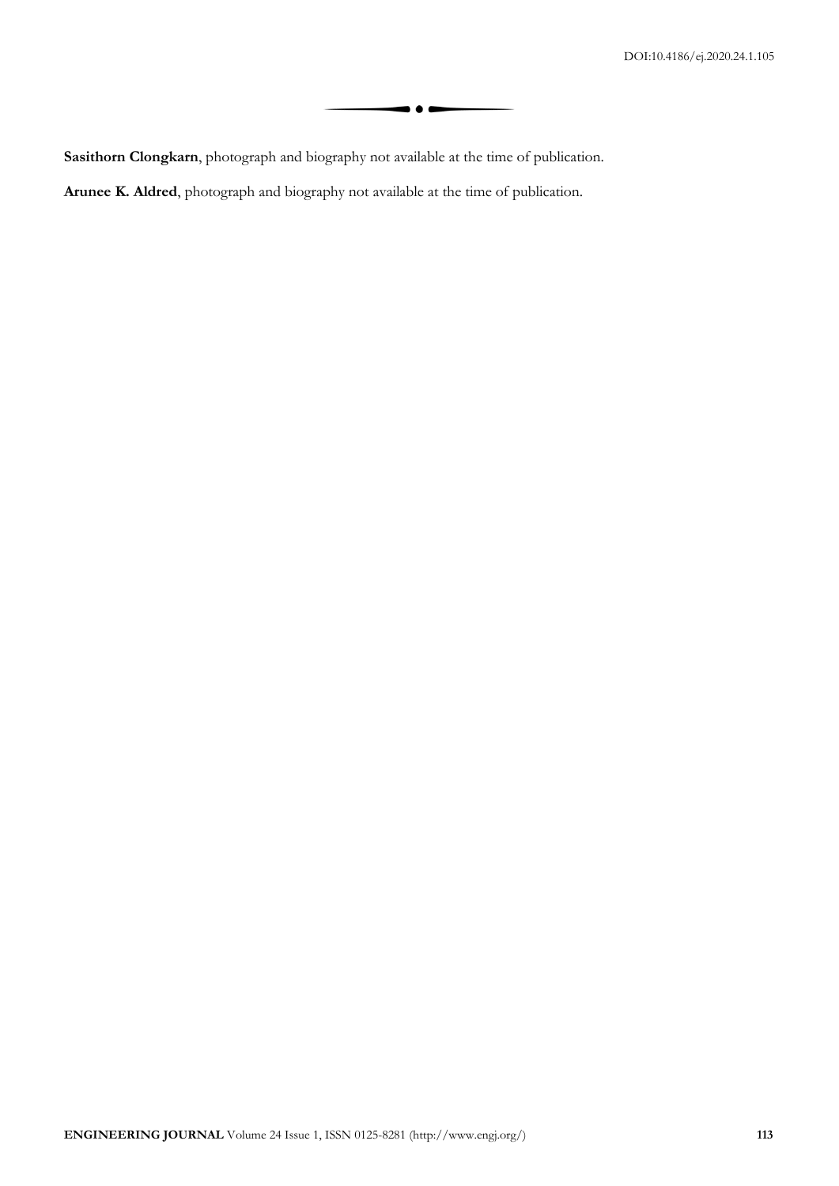**Sasithorn Clongkarn**, photograph and biography not available at the time of publication.

**Arunee K. Aldred**, photograph and biography not available at the time of publication.